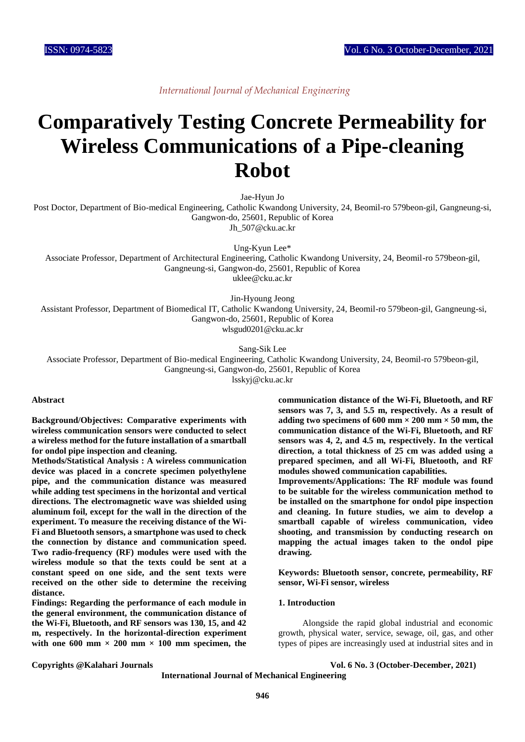*International Journal of Mechanical Engineering*

# Comparatively Testing Concrete Permeability for Wireless Communications of a Pipe-cleaning Robot

Jae-Hyun Jo

Post Doctor, Department of Bio-medical Engineering, Catholic Kwandong University, 24, Beomil-ro 579beon-gil, Gangneung-si, Gangwon-do, 25601, Republic of Korea

Jh_507@cku.ac.kr

Ung-Kyun Lee*

Associate Professor, Department of Architectural Engineering, Catholic Kwandong University, 24, Beomil-ro 579beon-gil, Gangneung-si, Gangwon-do, 25601, Republic of Korea

uklee@cku.ac.kr

Jin-Hyoung Jeong

Assistant Professor, Department of Biomedical IT, Catholic Kwandong University, 24, Beomil-ro 579beon-gil, Gangneung-si, Gangwon-do, 25601, Republic of Korea

wlsgud0201@cku.ac.kr

Sang-Sik Lee

Associate Professor, Department of Bio-medical Engineering, Catholic Kwandong University, 24, Beomil-ro 579beon-gil, Gangneung-si, Gangwon-do, 25601, Republic of Korea

lsskyj@cku.ac.kr

**Abstract**

**Background/Objectives: Comparative experiments with wireless communication sensors were conducted to select a wireless method for the future installation of a smartball for ondol pipe inspection and cleaning.**

**Methods/Statistical Analysis : A wireless communication device was placed in a concrete specimen polyethylene pipe, and the communication distance was measured while adding test specimens in the horizontal and vertical directions. The electromagnetic wave was shielded using aluminum foil, except for the wall in the direction of the experiment. To measure the receiving distance of the Wi-Fi and Bluetooth sensors, a smartphone was used to check the connection by distance and communication speed. Two radio-frequency (RF) modules were used with the wireless module so that the texts could be sent at a constant speed on one side, and the sent texts were received on the other side to determine the receiving distance.**

**Findings: Regarding the performance of each module in the general environment, the communication distance of the Wi-Fi, Bluetooth, and RF sensors was 130, 15, and 42 m, respectively. In the horizontal-direction experiment with one 600 mm × 200 mm × 100 mm specimen, the communication distance of the Wi-Fi, Bluetooth, and RF sensors was 7, 3, and 5.5 m, respectively. As a result of adding two specimens of 600 mm × 200 mm × 50 mm, the communication distance of the Wi-Fi, Bluetooth, and RF sensors was 4, 2, and 4.5 m, respectively. In the vertical direction, a total thickness of 25 cm was added using a prepared specimen, and all Wi-Fi, Bluetooth, and RF modules showed communication capabilities.**

**Improvements/Applications: The RF module was found to be suitable for the wireless communication method to be installed on the smartphone for ondol pipe inspection and cleaning. In future studies, we aim to develop a smartball capable of wireless communication, video shooting, and transmission by conducting research on mapping the actual images taken to the ondol pipe drawing.**

**Keywords: Bluetooth sensor, concrete, permeability, RF sensor, Wi-Fi sensor, wireless**

## 1. Introduction

Alongside the rapid global industrial and economic growth, physical water, service, sewage, oil, gas, and other types of pipes are increasingly used at industrial sites and in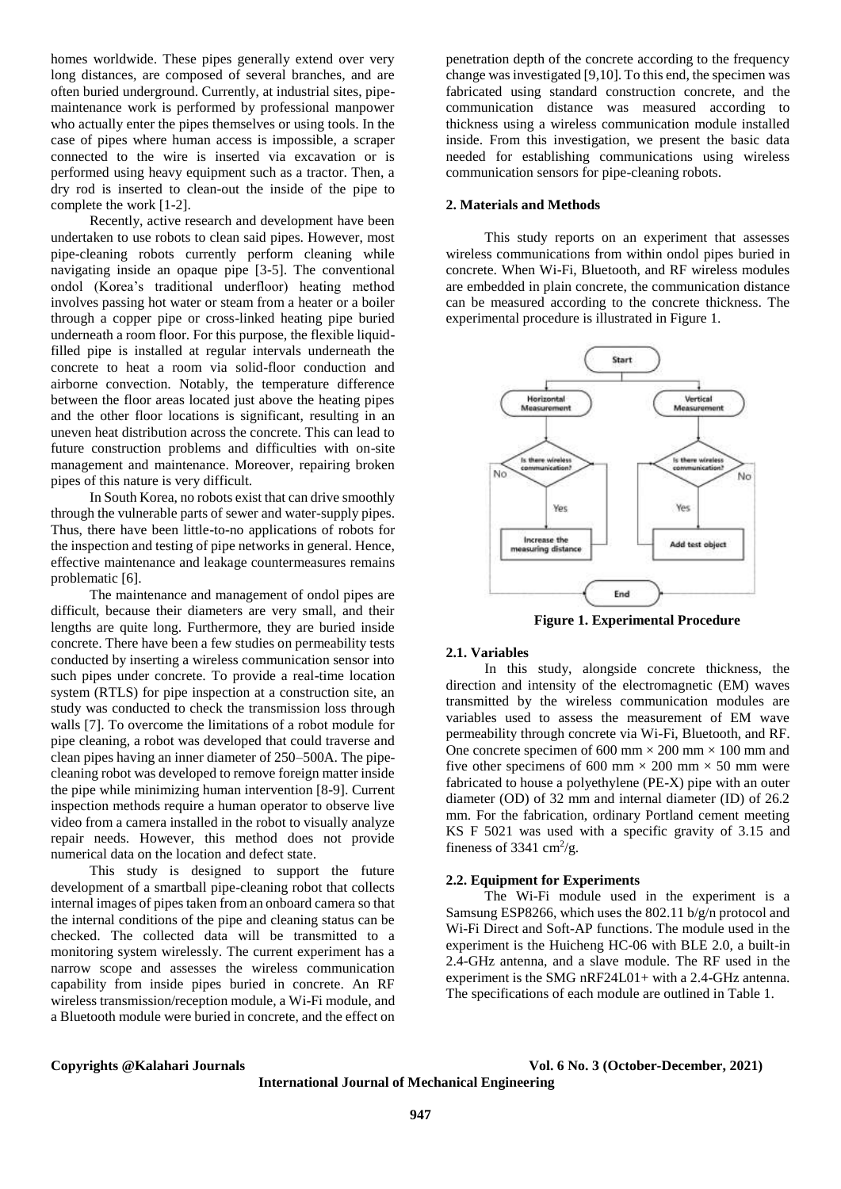homes worldwide. These pipes generally extend over very long distances, are composed of several branches, and are often buried underground. Currently, at industrial sites, pipe-maintenance work is performed by professional manpower who actually enter the pipes themselves or using tools. In the case of pipes where human access is impossible, a scraper connected to the wire is inserted via excavation or is performed using heavy equipment such as a tractor. Then, a dry rod is inserted to clean-out the inside of the pipe to complete the work [1-2].

Recently, active research and development have been undertaken to use robots to clean said pipes. However, most pipe-cleaning robots currently perform cleaning while navigating inside an opaque pipe [3-5]. The conventional ondol (Korea's traditional underfloor) heating method involves passing hot water or steam from a heater or a boiler through a copper pipe or cross-linked heating pipe buried underneath a room floor. For this purpose, the flexible liquid-filled pipe is installed at regular intervals underneath the concrete to heat a room via solid-floor conduction and airborne convection. Notably, the temperature difference between the floor areas located just above the heating pipes and the other floor locations is significant, resulting in an uneven heat distribution across the concrete. This can lead to future construction problems and difficulties with on-site management and maintenance. Moreover, repairing broken pipes of this nature is very difficult.

In South Korea, no robots exist that can drive smoothly through the vulnerable parts of sewer and water-supply pipes. Thus, there have been little-to-no applications of robots for the inspection and testing of pipe networks in general. Hence, effective maintenance and leakage countermeasures remains problematic [6].

The maintenance and management of ondol pipes are difficult, because their diameters are very small, and their lengths are quite long. Furthermore, they are buried inside concrete. There have been a few studies on permeability tests conducted by inserting a wireless communication sensor into such pipes under concrete. To provide a real-time location system (RTLS) for pipe inspection at a construction site, an study was conducted to check the transmission loss through walls [7]. To overcome the limitations of a robot module for pipe cleaning, a robot was developed that could traverse and clean pipes having an inner diameter of 250–500A. The pipe-cleaning robot was developed to remove foreign matter inside the pipe while minimizing human intervention [8-9]. Current inspection methods require a human operator to observe live video from a camera installed in the robot to visually analyze repair needs. However, this method does not provide numerical data on the location and defect state.

This study is designed to support the future development of a smartball pipe-cleaning robot that collects internal images of pipes taken from an onboard camera so that the internal conditions of the pipe and cleaning status can be checked. The collected data will be transmitted to a monitoring system wirelessly. The current experiment has a narrow scope and assesses the wireless communication capability from inside pipes buried in concrete. An RF wireless transmission/reception module, a Wi-Fi module, and a Bluetooth module were buried in concrete, and the effect on penetration depth of the concrete according to the frequency change was investigated [9,10]. To this end, the specimen was fabricated using standard construction concrete, and the communication distance was measured according to thickness using a wireless communication module installed inside. From this investigation, we present the basic data needed for establishing communications using wireless communication sensors for pipe-cleaning robots.

## 2. Materials and Methods

This study reports on an experiment that assesses wireless communications from within ondol pipes buried in concrete. When Wi-Fi, Bluetooth, and RF wireless modules are embedded in plain concrete, the communication distance can be measured according to the concrete thickness. The experimental procedure is illustrated in Figure 1.

**Figure 1. Experimental Procedure**

### 2.1. Variables

In this study, alongside concrete thickness, the direction and intensity of the electromagnetic (EM) waves transmitted by the wireless communication modules are variables used to assess the measurement of EM wave permeability through concrete via Wi-Fi, Bluetooth, and RF. One concrete specimen of 600 mm × 200 mm × 100 mm and five other specimens of 600 mm × 200 mm × 50 mm were fabricated to house a polyethylene (PE-X) pipe with an outer diameter (OD) of 32 mm and internal diameter (ID) of 26.2 mm. For the fabrication, ordinary Portland cement meeting KS F 5021 was used with a specific gravity of 3.15 and fineness of 3341 $cm^2/g$.

### 2.2. Equipment for Experiments

The Wi-Fi module used in the experiment is a Samsung ESP8266, which uses the 802.11 b/g/n protocol and Wi-Fi Direct and Soft-AP functions. The module used in the experiment is the Huicheng HC-06 with BLE 2.0, a built-in 2.4-GHz antenna, and a slave module. The RF used in the experiment is the SMG nRF24L01+ with a 2.4-GHz antenna. The specifications of each module are outlined in Table 1.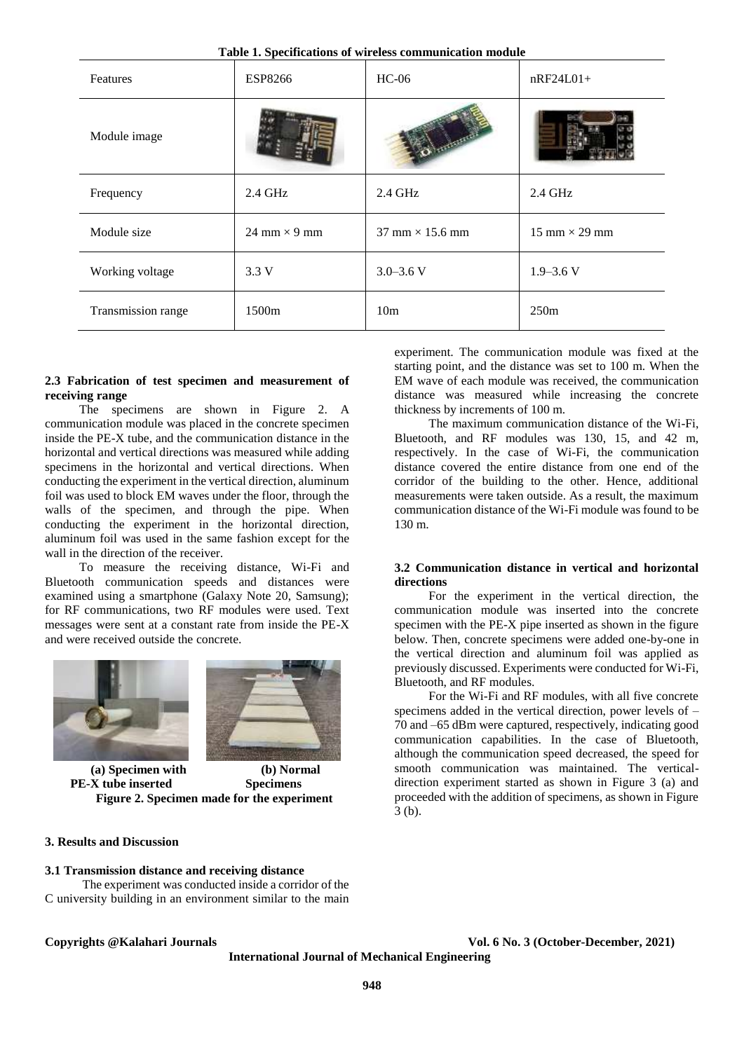**Table 1. Specifications of wireless communication module**

| Features | ESP8266 | HC-06 | nRF24L01+ |
|---|---|---|---|
| Module image | | | |
| Frequency | 2.4 GHz | 2.4 GHz | 2.4 GHz |
| Module size | 24 mm × 9 mm | 37 mm × 15.6 mm | 15 mm × 29 mm |
| Working voltage | 3.3 V | 3.0–3.6 V | 1.9–3.6 V |
| Transmission range | 1500m | 10m | 250m |

### 2.3 Fabrication of test specimen and measurement of receiving range

The specimens are shown in Figure 2. A communication module was placed in the concrete specimen inside the PE-X tube, and the communication distance in the horizontal and vertical directions was measured while adding specimens in the horizontal and vertical directions. When conducting the experiment in the vertical direction, aluminum foil was used to block EM waves under the floor, through the walls of the specimen, and through the pipe. When conducting the experiment in the horizontal direction, aluminum foil was used in the same fashion except for the wall in the direction of the receiver.

To measure the receiving distance, Wi-Fi and Bluetooth communication speeds and distances were examined using a smartphone (Galaxy Note 20, Samsung); for RF communications, two RF modules were used. Text messages were sent at a constant rate from inside the PE-X and were received outside the concrete.

(a) Specimen with PE-X tube inserted (b) Normal Specimens

**Figure 2. Specimen made for the experiment**

## 3. Results and Discussion

### 3.1 Transmission distance and receiving distance

The experiment was conducted inside a corridor of the C university building in an environment similar to the main experiment. The communication module was fixed at the starting point, and the distance was set to 100 m. When the EM wave of each module was received, the communication distance was measured while increasing the concrete thickness by increments of 100 m.

The maximum communication distance of the Wi-Fi, Bluetooth, and RF modules was 130, 15, and 42 m, respectively. In the case of Wi-Fi, the communication distance covered the entire distance from one end of the corridor of the building to the other. Hence, additional measurements were taken outside. As a result, the maximum communication distance of the Wi-Fi module was found to be 130 m.

### 3.2 Communication distance in vertical and horizontal directions

For the experiment in the vertical direction, the communication module was inserted into the concrete specimen with the PE-X pipe inserted as shown in the figure below. Then, concrete specimens were added one-by-one in the vertical direction and aluminum foil was applied as previously discussed. Experiments were conducted for Wi-Fi, Bluetooth, and RF modules.

For the Wi-Fi and RF modules, with all five concrete specimens added in the vertical direction, power levels of –70 and –65 dBm were captured, respectively, indicating good communication capabilities. In the case of Bluetooth, although the communication speed decreased, the speed for smooth communication was maintained. The vertical-direction experiment started as shown in Figure 3 (a) and proceeded with the addition of specimens, as shown in Figure 3 (b).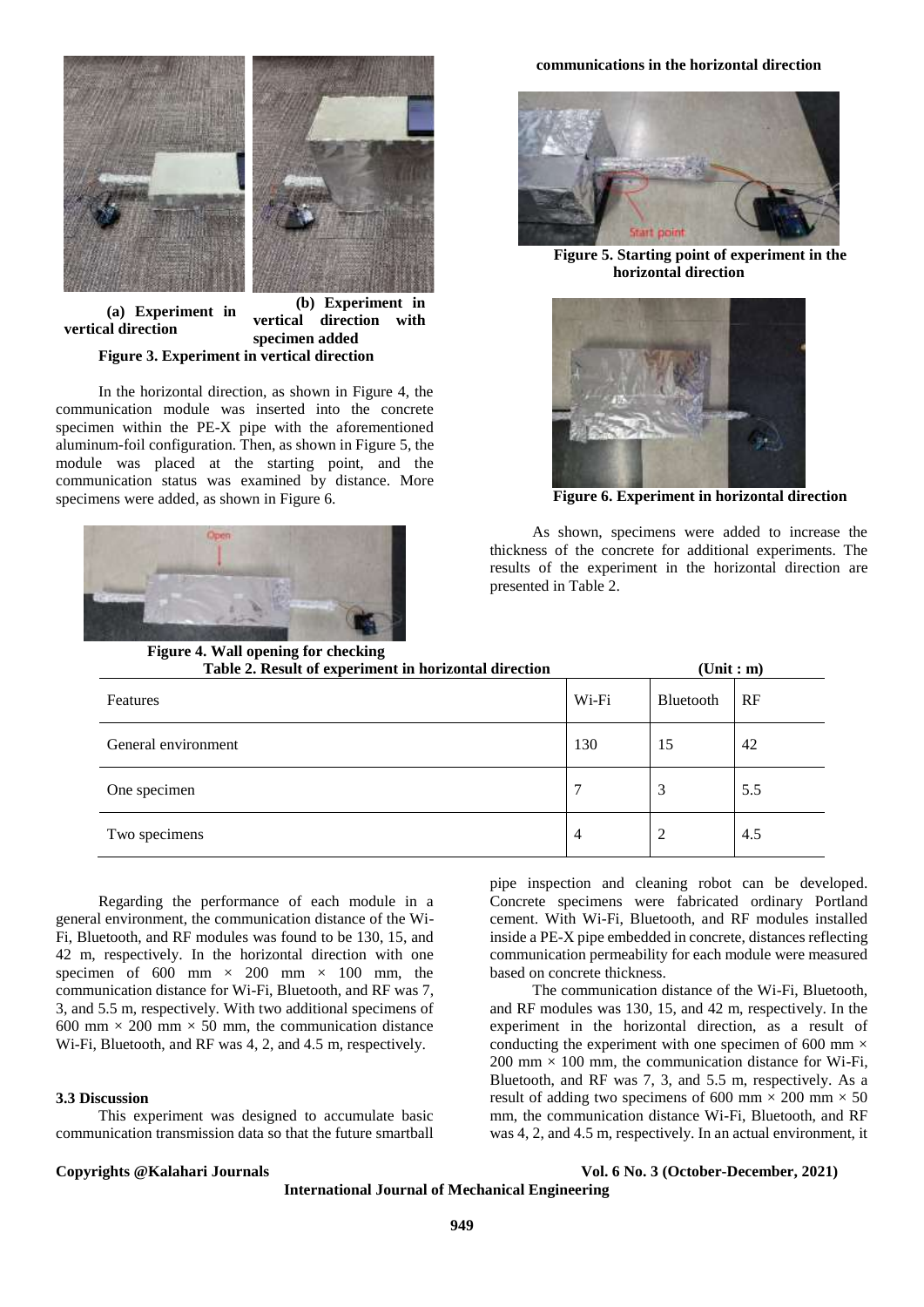(a) Experiment in vertical direction

(b) Experiment in vertical direction with specimen added

**Figure 3. Experiment in vertical direction**

In the horizontal direction, as shown in Figure 4, the communication module was inserted into the concrete specimen within the PE-X pipe with the aforementioned aluminum-foil configuration. Then, as shown in Figure 5, the module was placed at the starting point, and the communication status was examined by distance. More specimens were added, as shown in Figure 6.

**Figure 4. Wall opening for checking communications in the horizontal direction**

**Figure 5. Starting point of experiment in the horizontal direction**

**Figure 6. Experiment in horizontal direction**

As shown, specimens were added to increase the thickness of the concrete for additional experiments. The results of the experiment in the horizontal direction are presented in Table 2.

**Table 2. Result of experiment in horizontal direction** (Unit : m)

| Features | Wi-Fi | Bluetooth | RF |
|---|---|---|---|
| General environment | 130 | 15 | 42 |
| One specimen | 7 | 3 | 5.5 |
| Two specimens | 4 | 2 | 4.5 |

Regarding the performance of each module in a general environment, the communication distance of the Wi-Fi, Bluetooth, and RF modules was found to be 130, 15, and 42 m, respectively. In the horizontal direction with one specimen of 600 mm × 200 mm × 100 mm, the communication distance for Wi-Fi, Bluetooth, and RF was 7, 3, and 5.5 m, respectively. With two additional specimens of 600 mm × 200 mm × 50 mm, the communication distance Wi-Fi, Bluetooth, and RF was 4, 2, and 4.5 m, respectively.

### 3.3 Discussion

This experiment was designed to accumulate basic communication transmission data so that the future smartball pipe inspection and cleaning robot can be developed. Concrete specimens were fabricated ordinary Portland cement. With Wi-Fi, Bluetooth, and RF modules installed inside a PE-X pipe embedded in concrete, distances reflecting communication permeability for each module were measured based on concrete thickness.

The communication distance of the Wi-Fi, Bluetooth, and RF modules was 130, 15, and 42 m, respectively. In the experiment in the horizontal direction, as a result of conducting the experiment with one specimen of 600 mm × 200 mm × 100 mm, the communication distance for Wi-Fi, Bluetooth, and RF was 7, 3, and 5.5 m, respectively. As a result of adding two specimens of 600 mm × 200 mm × 50 mm, the communication distance Wi-Fi, Bluetooth, and RF was 4, 2, and 4.5 m, respectively. In an actual environment, it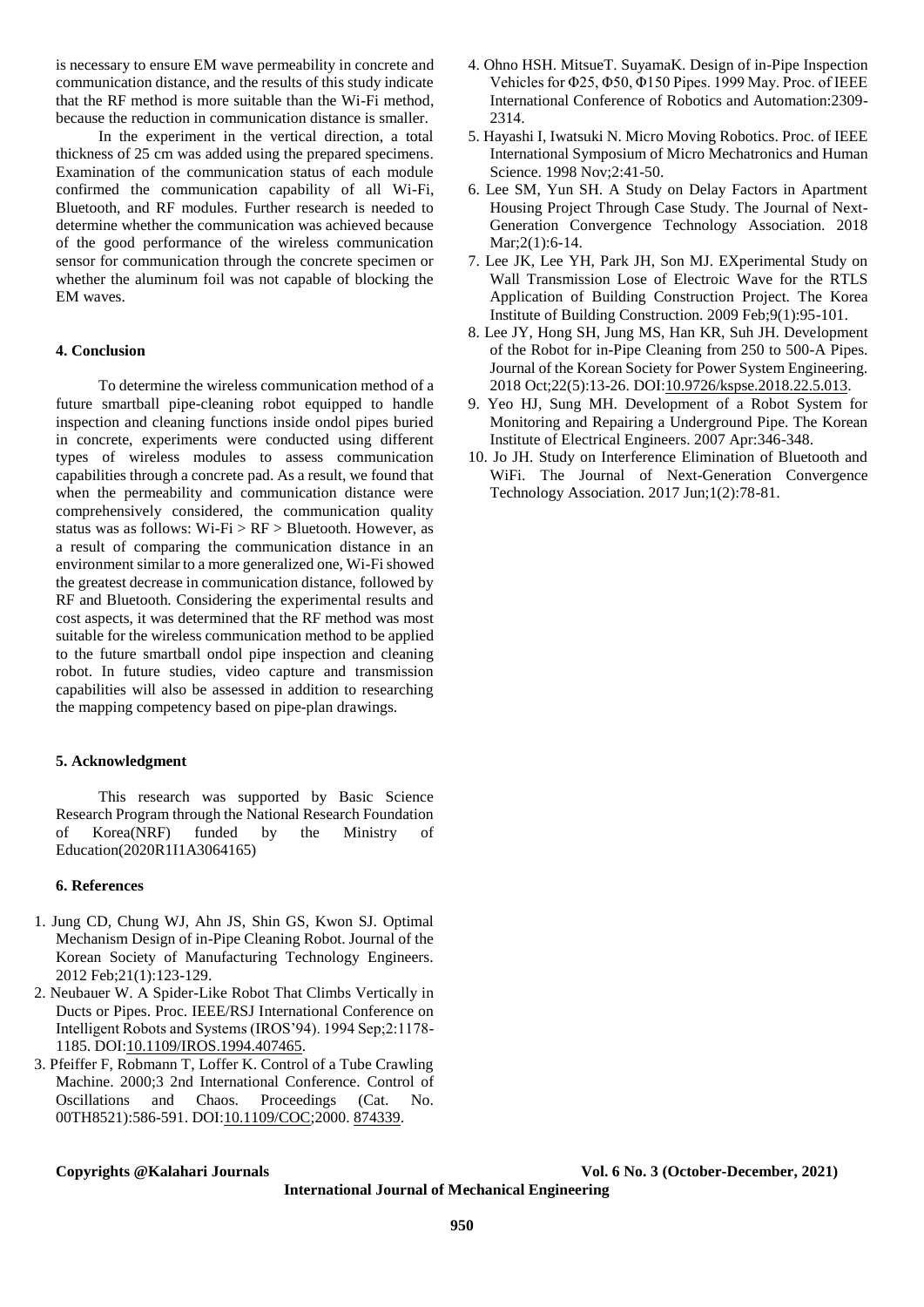is necessary to ensure EM wave permeability in concrete and communication distance, and the results of this study indicate that the RF method is more suitable than the Wi-Fi method, because the reduction in communication distance is smaller.

In the experiment in the vertical direction, a total thickness of 25 cm was added using the prepared specimens. Examination of the communication status of each module confirmed the communication capability of all Wi-Fi, Bluetooth, and RF modules. Further research is needed to determine whether the communication was achieved because of the good performance of the wireless communication sensor for communication through the concrete specimen or whether the aluminum foil was not capable of blocking the EM waves.

#### 4. Conclusion

To determine the wireless communication method of a future smartball pipe-cleaning robot equipped to handle inspection and cleaning functions inside ondol pipes buried in concrete, experiments were conducted using different types of wireless modules to assess communication capabilities through a concrete pad. As a result, we found that when the permeability and communication distance were comprehensively considered, the communication quality status was as follows: Wi-Fi > RF > Bluetooth. However, as a result of comparing the communication distance in an environment similar to a more generalized one, Wi-Fi showed the greatest decrease in communication distance, followed by RF and Bluetooth. Considering the experimental results and cost aspects, it was determined that the RF method was most suitable for the wireless communication method to be applied to the future smartball ondol pipe inspection and cleaning robot. In future studies, video capture and transmission capabilities will also be assessed in addition to researching the mapping competency based on pipe-plan drawings.

#### 5. Acknowledgment

This research was supported by Basic Science Research Program through the National Research Foundation of Korea(NRF) funded by the Ministry of Education(2020R1I1A3064165)

#### 6. References

1. Jung CD, Chung WJ, Ahn JS, Shin GS, Kwon SJ. Optimal Mechanism Design of in-Pipe Cleaning Robot. Journal of the Korean Society of Manufacturing Technology Engineers. 2012 Feb;21(1):123-129.
2. Neubauer W. A Spider-Like Robot That Climbs Vertically in Ducts or Pipes. Proc. IEEE/RSJ International Conference on Intelligent Robots and Systems (IROS'94). 1994 Sep;2:1178-1185. DOI:10.1109/IROS.1994.407465.
3. Pfeiffer F, Robmann T, Loffer K. Control of a Tube Crawling Machine. 2000;3 2nd International Conference. Control of Oscillations and Chaos. Proceedings (Cat. No. 00TH8521):586-591. DOI:10.1109/COC;2000. 874339.
4. Ohno HSH. MitsueT. SuyamaK. Design of in-Pipe Inspection Vehicles for Φ25, Φ50, Φ150 Pipes. 1999 May. Proc. of IEEE International Conference of Robotics and Automation:2309-2314.
5. Hayashi I, Iwatsuki N. Micro Moving Robotics. Proc. of IEEE International Symposium of Micro Mechatronics and Human Science. 1998 Nov;2:41-50.
6. Lee SM, Yun SH. A Study on Delay Factors in Apartment Housing Project Through Case Study. The Journal of Next-Generation Convergence Technology Association. 2018 Mar;2(1):6-14.
7. Lee JK, Lee YH, Park JH, Son MJ. EXperimental Study on Wall Transmission Lose of Electroic Wave for the RTLS Application of Building Construction Project. The Korea Institute of Building Construction. 2009 Feb;9(1):95-101.
8. Lee JY, Hong SH, Jung MS, Han KR, Suh JH. Development of the Robot for in-Pipe Cleaning from 250 to 500-A Pipes. Journal of the Korean Society for Power System Engineering. 2018 Oct;22(5):13-26. DOI:10.9726/kspse.2018.22.5.013.
9. Yeo HJ, Sung MH. Development of a Robot System for Monitoring and Repairing a Underground Pipe. The Korean Institute of Electrical Engineers. 2007 Apr:346-348.
10. Jo JH. Study on Interference Elimination of Bluetooth and WiFi. The Journal of Next-Generation Convergence Technology Association. 2017 Jun;1(2):78-81.